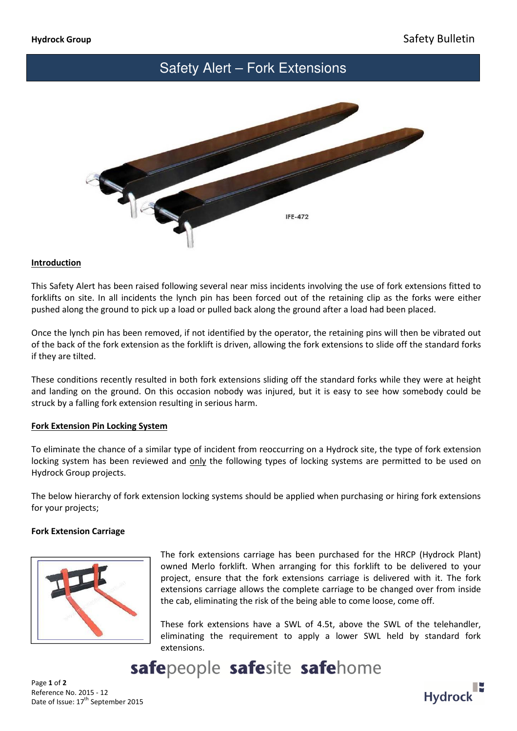# Safety Alert – Fork Extensions

IFE-472

**Introduction**

This Safety Alert has been raised following several near miss incidents involving the use of fork extensions fitted to forklifts on site. In all incidents the lynch pin has been forced out of the retaining clip as the forks were either pushed along the ground to pick up a load or pulled back along the ground after a load had been placed.

Once the lynch pin has been removed, if not identified by the operator, the retaining pins will then be vibrated out of the back of the fork extension as the forklift is driven, allowing the fork extensions to slide off the standard forks if they are tilted.

These conditions recently resulted in both fork extensions sliding off the standard forks while they were at height and landing on the ground. On this occasion nobody was injured, but it is easy to see how somebody could be struck by a falling fork extension resulting in serious harm.

**Fork Extension Pin Locking System**

To eliminate the chance of a similar type of incident from reoccurring on a Hydrock site, the type of fork extension locking system has been reviewed and only the following types of locking systems are permitted to be used on Hydrock Group projects.

The below hierarchy of fork extension locking systems should be applied when purchasing or hiring fork extensions for your projects;

**Fork Extension Carriage**

The fork extensions carriage has been purchased for the HRCP (Hydrock Plant) owned Merlo forklift. When arranging for this forklift to be delivered to your project, ensure that the fork extensions carriage is delivered with it. The fork extensions carriage allows the complete carriage to be changed over from inside the cab, eliminating the risk of the being able to come loose, come off.

These fork extensions have a SWL of 4.5t, above the SWL of the telehandler, eliminating the requirement to apply a lower SWL held by standard fork extensions.

**safe**people **safe**site **safe**home

Reference No. 2015 - 12
Date of Issue: 17th September 2015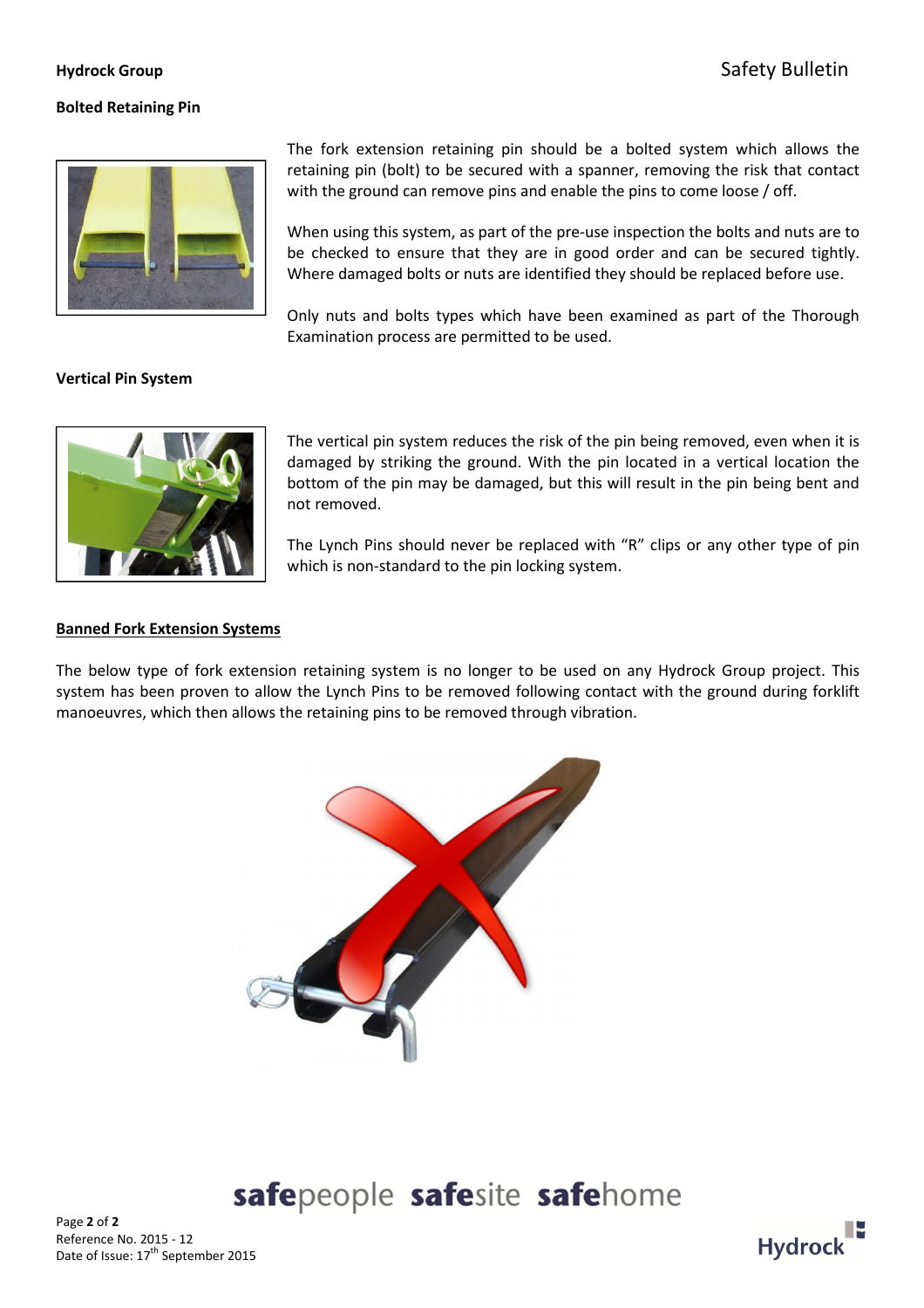### Bolted Retaining Pin

The fork extension retaining pin should be a bolted system which allows the retaining pin (bolt) to be secured with a spanner, removing the risk that contact with the ground can remove pins and enable the pins to come loose / off.

When using this system, as part of the pre-use inspection the bolts and nuts are to be checked to ensure that they are in good order and can be secured tightly. Where damaged bolts or nuts are identified they should be replaced before use.

Only nuts and bolts types which have been examined as part of the Thorough Examination process are permitted to be used.

### Vertical Pin System

The vertical pin system reduces the risk of the pin being removed, even when it is damaged by striking the ground. With the pin located in a vertical location the bottom of the pin may be damaged, but this will result in the pin being bent and not removed.

The Lynch Pins should never be replaced with "R" clips or any other type of pin which is non-standard to the pin locking system.

### Banned Fork Extension Systems

The below type of fork extension retaining system is no longer to be used on any Hydrock Group project. This system has been proven to allow the Lynch Pins to be removed following contact with the ground during forklift manoeuvres, which then allows the retaining pins to be removed through vibration.

**safe**people **safe**site **safe**home